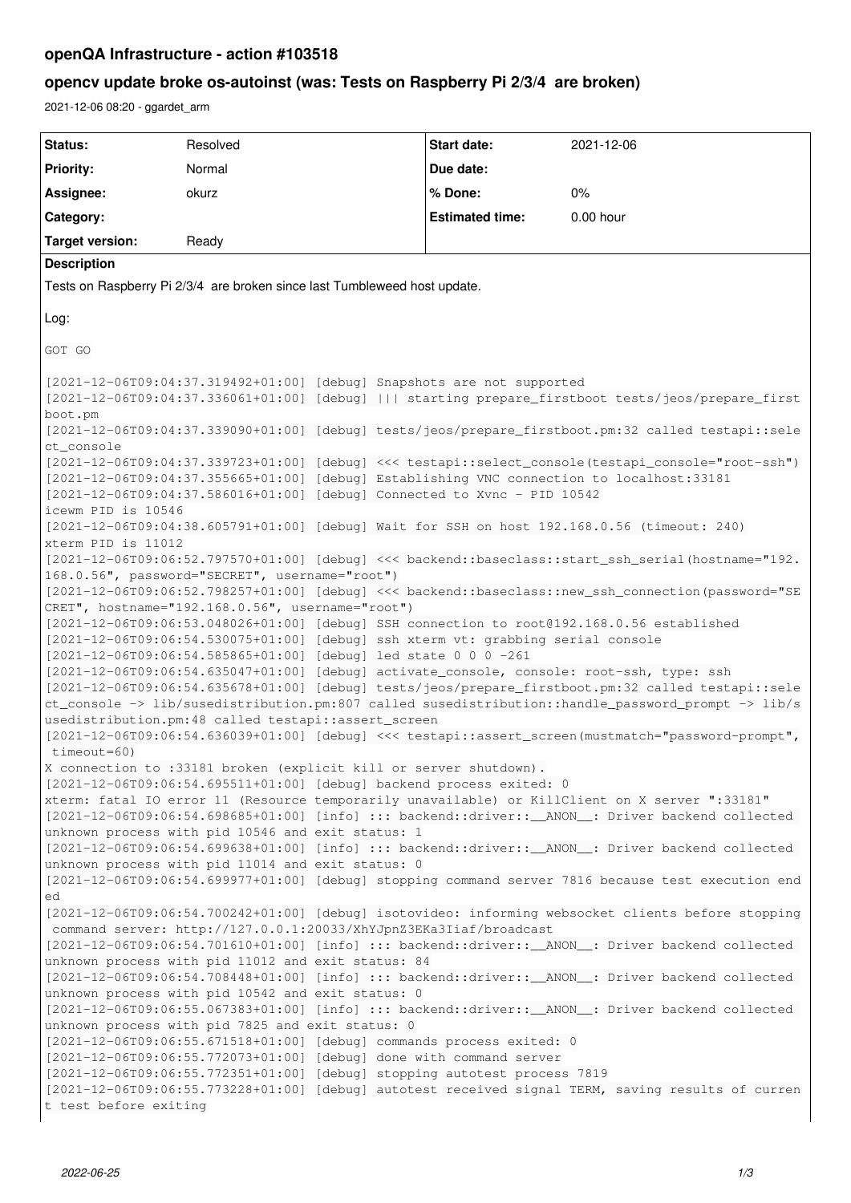# openQA Infrastructure - action #103518

## opencv update broke os-autoinst (was: Tests on Raspberry Pi 2/3/4 are broken)

2021-12-06 08:20 - ggardet_arm

| Status: | Resolved | Start date: | 2021-12-06 |
|---|---|---|---|
| Priority: | Normal | Due date: | |
| Assignee: | okurz | % Done: | 0% |
| Category: | | Estimated time: | 0.00 hour |
| Target version: | Ready | | |

**Description**

Tests on Raspberry Pi 2/3/4 are broken since last Tumbleweed host update.

Log:

```
GOT GO

[2021-12-06T09:04:37.319492+01:00] [debug] Snapshots are not supported
[2021-12-06T09:04:37.336061+01:00] [debug] ||| starting prepare_firstboot tests/jeos/prepare_first
boot.pm
[2021-12-06T09:04:37.339090+01:00] [debug] tests/jeos/prepare_firstboot.pm:32 called testapi::sele
ct_console
[2021-12-06T09:04:37.339723+01:00] [debug] <<< testapi::select_console(testapi_console="root-ssh")
[2021-12-06T09:04:37.355665+01:00] [debug] Establishing VNC connection to localhost:33181
[2021-12-06T09:04:37.586016+01:00] [debug] Connected to Xvnc - PID 10542
icewm PID is 10546
[2021-12-06T09:04:38.605791+01:00] [debug] Wait for SSH on host 192.168.0.56 (timeout: 240)
xterm PID is 11012
[2021-12-06T09:06:52.797570+01:00] [debug] <<< backend::baseclass::start_ssh_serial(hostname="192.
168.0.56", password="SECRET", username="root")
[2021-12-06T09:06:52.798257+01:00] [debug] <<< backend::baseclass::new_ssh_connection(password="SE
CRET", hostname="192.168.0.56", username="root")
[2021-12-06T09:06:53.048026+01:00] [debug] SSH connection to root@192.168.0.56 established
[2021-12-06T09:06:54.530075+01:00] [debug] ssh xterm vt: grabbing serial console
[2021-12-06T09:06:54.585865+01:00] [debug] led state 0 0 0 -261
[2021-12-06T09:06:54.635047+01:00] [debug] activate_console, console: root-ssh, type: ssh
[2021-12-06T09:06:54.635678+01:00] [debug] tests/jeos/prepare_firstboot.pm:32 called testapi::sele
ct_console -> lib/susedistribution.pm:807 called susedistribution::handle_password_prompt -> lib/s
usedistribution.pm:48 called testapi::assert_screen
[2021-12-06T09:06:54.636039+01:00] [debug] <<< testapi::assert_screen(mustmatch="password-prompt",
 timeout=60)
X connection to :33181 broken (explicit kill or server shutdown).
[2021-12-06T09:06:54.695511+01:00] [debug] backend process exited: 0
xterm: fatal IO error 11 (Resource temporarily unavailable) or KillClient on X server ":33181"
[2021-12-06T09:06:54.698685+01:00] [info] ::: backend::driver::__ANON__: Driver backend collected
unknown process with pid 10546 and exit status: 1
[2021-12-06T09:06:54.699638+01:00] [info] ::: backend::driver::__ANON__: Driver backend collected
unknown process with pid 11014 and exit status: 0
[2021-12-06T09:06:54.699977+01:00] [debug] stopping command server 7816 because test execution end
ed
[2021-12-06T09:06:54.700242+01:00] [debug] isotovideo: informing websocket clients before stopping
 command server: http://127.0.0.1:20033/XhYJpnZ3EKa3Iiaf/broadcast
[2021-12-06T09:06:54.701610+01:00] [info] ::: backend::driver::__ANON__: Driver backend collected
unknown process with pid 11012 and exit status: 84
[2021-12-06T09:06:54.708448+01:00] [info] ::: backend::driver::__ANON__: Driver backend collected
unknown process with pid 10542 and exit status: 0
[2021-12-06T09:06:55.067383+01:00] [info] ::: backend::driver::__ANON__: Driver backend collected
unknown process with pid 7825 and exit status: 0
[2021-12-06T09:06:55.671518+01:00] [debug] commands process exited: 0
[2021-12-06T09:06:55.772073+01:00] [debug] done with command server
[2021-12-06T09:06:55.772351+01:00] [debug] stopping autotest process 7819
[2021-12-06T09:06:55.773228+01:00] [debug] autotest received signal TERM, saving results of curren
t test before exiting
```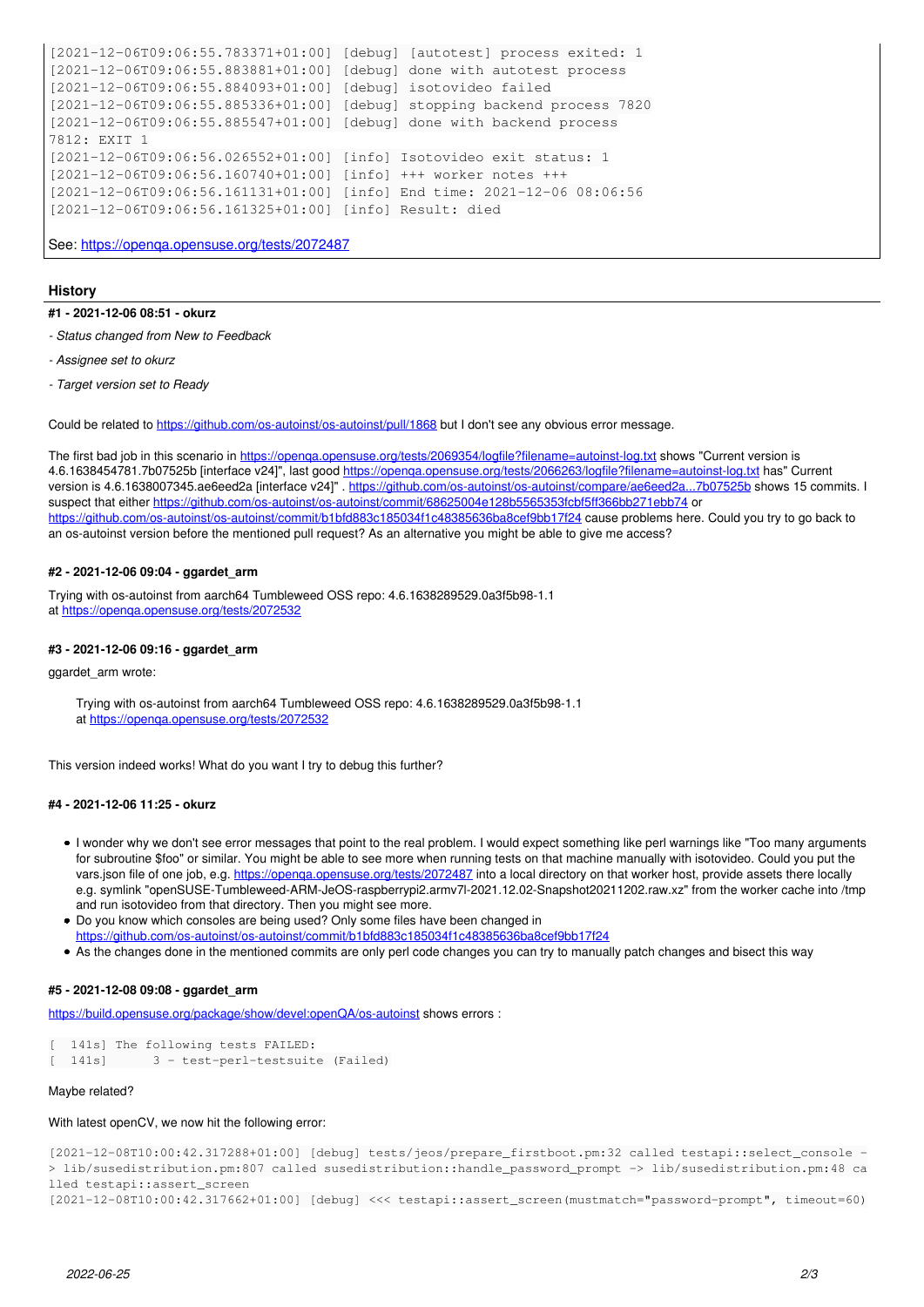```
[2021-12-06T09:06:55.783371+01:00] [debug] [autotest] process exited: 1
[2021-12-06T09:06:55.883881+01:00] [debug] done with autotest process
[2021-12-06T09:06:55.884093+01:00] [debug] isotovideo failed
[2021-12-06T09:06:55.885336+01:00] [debug] stopping backend process 7820
[2021-12-06T09:06:55.885547+01:00] [debug] done with backend process
7812: EXIT 1
[2021-12-06T09:06:56.026552+01:00] [info] Isotovideo exit status: 1
[2021-12-06T09:06:56.160740+01:00] [info] +++ worker notes +++
[2021-12-06T09:06:56.161131+01:00] [info] End time: 2021-12-06 08:06:56
[2021-12-06T09:06:56.161325+01:00] [info] Result: died
```

See: https://openqa.opensuse.org/tests/2072487

## History

#### #1 - 2021-12-06 08:51 - okurz

- *Status changed from New to Feedback*
- *Assignee set to okurz*
- *Target version set to Ready*

Could be related to https://github.com/os-autoinst/os-autoinst/pull/1868 but I don't see any obvious error message.

The first bad job in this scenario in https://openqa.opensuse.org/tests/2069354/logfile?filename=autoinst-log.txt shows "Current version is 4.6.1638454781.7b07525b [interface v24]", last good https://openqa.opensuse.org/tests/2066263/logfile?filename=autoinst-log.txt has" Current version is 4.6.1638007345.ae6eed2a [interface v24]" . https://github.com/os-autoinst/os-autoinst/compare/ae6eed2a...7b07525b shows 15 commits. I suspect that either https://github.com/os-autoinst/os-autoinst/commit/68625004e128b5565353fcbf5ff366bb271ebb74 or https://github.com/os-autoinst/os-autoinst/commit/b1bfd883c185034f1c48385636ba8cef9bb17f24 cause problems here. Could you try to go back to an os-autoinst version before the mentioned pull request? As an alternative you might be able to give me access?

#### #2 - 2021-12-06 09:04 - ggardet_arm

Trying with os-autoinst from aarch64 Tumbleweed OSS repo: 4.6.1638289529.0a3f5b98-1.1
at https://openqa.opensuse.org/tests/2072532

#### #3 - 2021-12-06 09:16 - ggardet_arm

ggardet_arm wrote:

> Trying with os-autoinst from aarch64 Tumbleweed OSS repo: 4.6.1638289529.0a3f5b98-1.1
> at https://openqa.opensuse.org/tests/2072532

This version indeed works! What do you want I try to debug this further?

#### #4 - 2021-12-06 11:25 - okurz

- I wonder why we don't see error messages that point to the real problem. I would expect something like perl warnings like "Too many arguments for subroutine $foo" or similar. You might be able to see more when running tests on that machine manually with isotovideo. Could you put the vars.json file of one job, e.g. https://openqa.opensuse.org/tests/2072487 into a local directory on that worker host, provide assets there locally e.g. symlink "openSUSE-Tumbleweed-ARM-JeOS-raspberrypi2.armv7l-2021.12.02-Snapshot20211202.raw.xz" from the worker cache into /tmp and run isotovideo from that directory. Then you might see more.
- Do you know which consoles are being used? Only some files have been changed in https://github.com/os-autoinst/os-autoinst/commit/b1bfd883c185034f1c48385636ba8cef9bb17f24
- As the changes done in the mentioned commits are only perl code changes you can try to manually patch changes and bisect this way

#### #5 - 2021-12-08 09:08 - ggardet_arm

https://build.opensuse.org/package/show/devel:openQA/os-autoinst shows errors :

```
[  141s] The following tests FAILED:
[  141s]      3 - test-perl-testsuite (Failed)
```

Maybe related?

With latest openCV, we now hit the following error:

```
[2021-12-08T10:00:42.317288+01:00] [debug] tests/jeos/prepare_firstboot.pm:32 called testapi::select_console -
> lib/susedistribution.pm:807 called susedistribution::handle_password_prompt -> lib/susedistribution.pm:48 ca
lled testapi::assert_screen
[2021-12-08T10:00:42.317662+01:00] [debug] <<< testapi::assert_screen(mustmatch="password-prompt", timeout=60)
```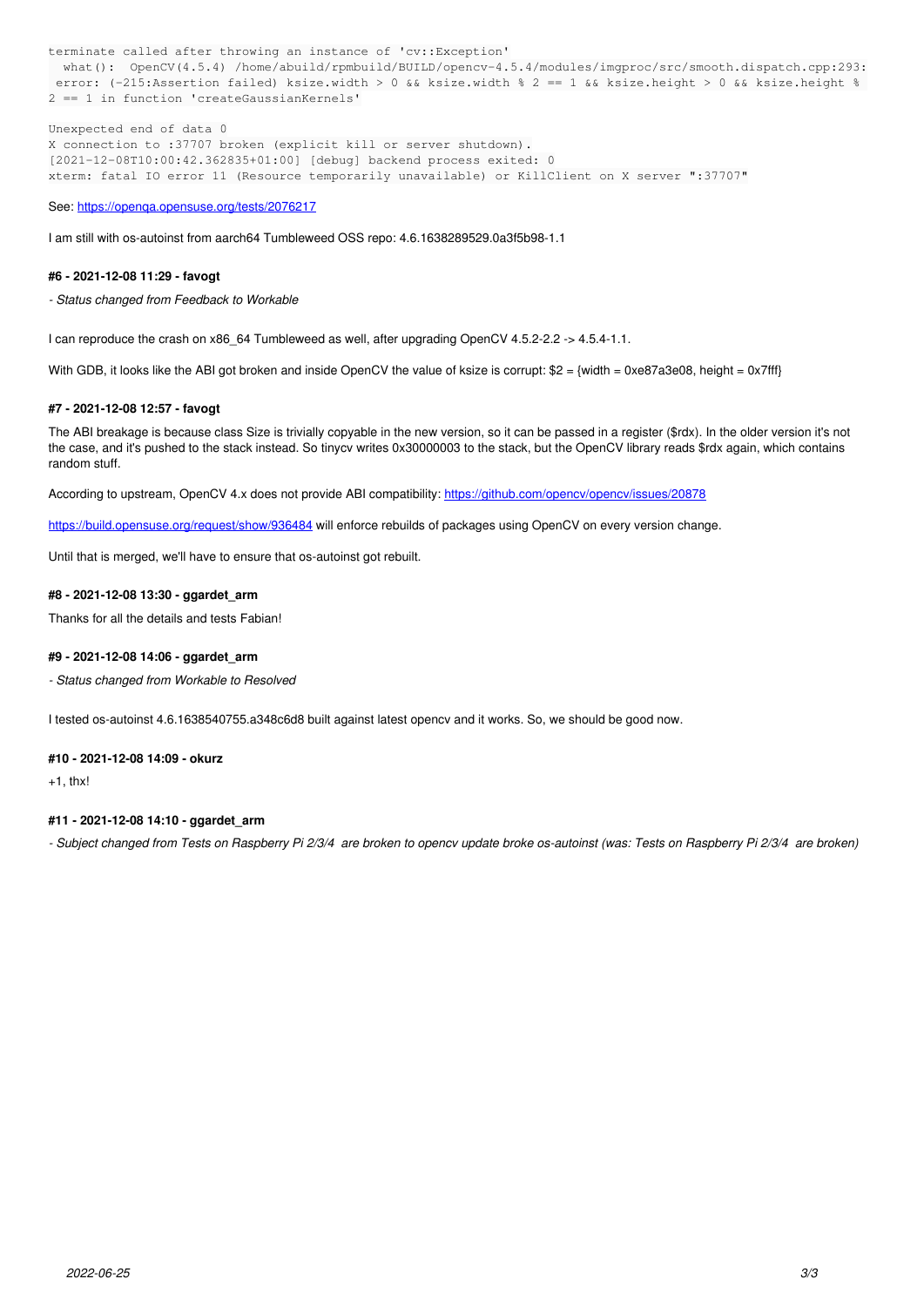```
terminate called after throwing an instance of 'cv::Exception'
  what():  OpenCV(4.5.4) /home/abuild/rpmbuild/BUILD/opencv-4.5.4/modules/imgproc/src/smooth.dispatch.cpp:293:
 error: (-215:Assertion failed) ksize.width > 0 && ksize.width % 2 == 1 && ksize.height > 0 && ksize.height %
2 == 1 in function 'createGaussianKernels'

Unexpected end of data 0
X connection to :37707 broken (explicit kill or server shutdown).
[2021-12-08T10:00:42.362835+01:00] [debug] backend process exited: 0
xterm: fatal IO error 11 (Resource temporarily unavailable) or KillClient on X server ":37707"
```

See: https://openqa.opensuse.org/tests/2076217

I am still with os-autoinst from aarch64 Tumbleweed OSS repo: 4.6.1638289529.0a3f5b98-1.1

#### #6 - 2021-12-08 11:29 - favogt

*- Status changed from Feedback to Workable*

I can reproduce the crash on x86_64 Tumbleweed as well, after upgrading OpenCV 4.5.2-2.2 -> 4.5.4-1.1.

With GDB, it looks like the ABI got broken and inside OpenCV the value of ksize is corrupt: $2 = {width = 0xe87a3e08, height = 0x7fff}

#### #7 - 2021-12-08 12:57 - favogt

The ABI breakage is because class Size is trivially copyable in the new version, so it can be passed in a register ($rdx). In the older version it's not the case, and it's pushed to the stack instead. So tinycv writes 0x30000003 to the stack, but the OpenCV library reads $rdx again, which contains random stuff.

According to upstream, OpenCV 4.x does not provide ABI compatibility: https://github.com/opencv/opencv/issues/20878

https://build.opensuse.org/request/show/936484 will enforce rebuilds of packages using OpenCV on every version change.

Until that is merged, we'll have to ensure that os-autoinst got rebuilt.

#### #8 - 2021-12-08 13:30 - ggardet_arm

Thanks for all the details and tests Fabian!

#### #9 - 2021-12-08 14:06 - ggardet_arm

*- Status changed from Workable to Resolved*

I tested os-autoinst 4.6.1638540755.a348c6d8 built against latest opencv and it works. So, we should be good now.

#### #10 - 2021-12-08 14:09 - okurz

+1, thx!

#### #11 - 2021-12-08 14:10 - ggardet_arm

*- Subject changed from Tests on Raspberry Pi 2/3/4  are broken to opencv update broke os-autoinst (was: Tests on Raspberry Pi 2/3/4  are broken)*